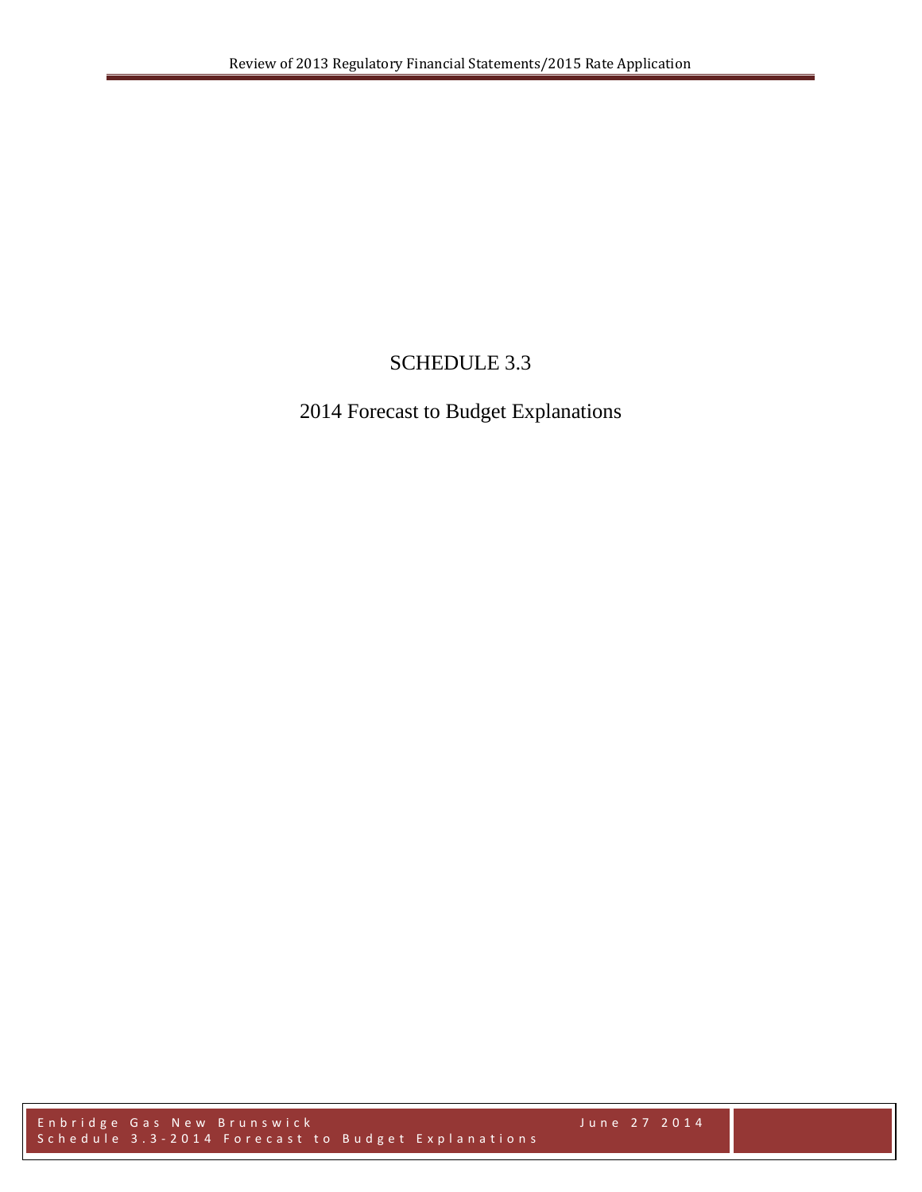# SCHEDULE 3.3

## 2014 Forecast to Budget Explanations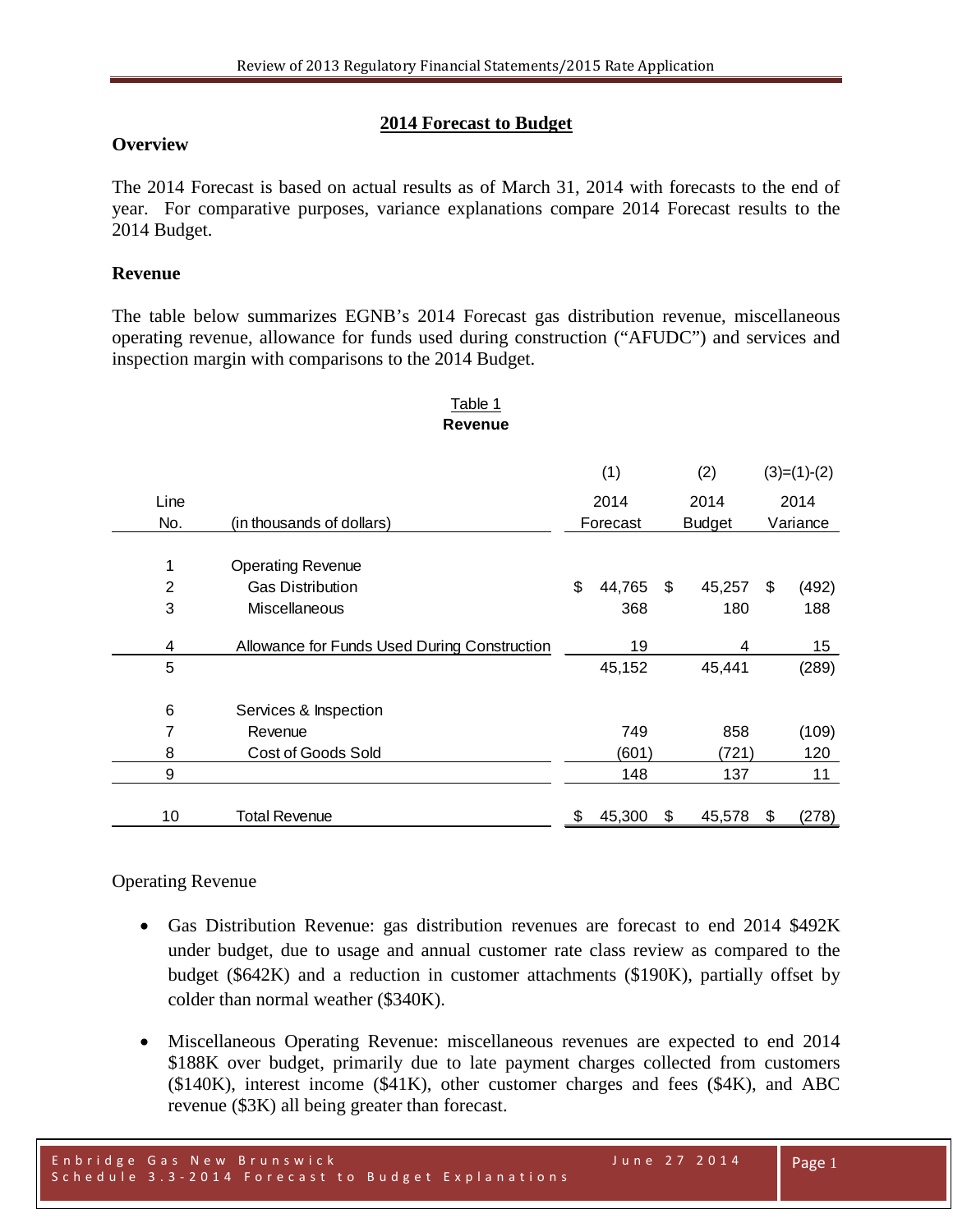## 2014 Forecast to Budget

### Overview

The 2014 Forecast is based on actual results as of March 31, 2014 with forecasts to the end of year. For comparative purposes, variance explanations compare 2014 Forecast results to the 2014 Budget.

### Revenue

The table below summarizes EGNB's 2014 Forecast gas distribution revenue, miscellaneous operating revenue, allowance for funds used during construction ("AFUDC") and services and inspection margin with comparisons to the 2014 Budget.

Table 1
**Revenue**

| Line No. | (in thousands of dollars) | (1) 2014 Forecast | (2) 2014 Budget | (3)=(1)-(2) 2014 Variance |
|---|---|---|---|---|
| 1 | Operating Revenue | | | |
| 2 | Gas Distribution | $ 44,765 | $ 45,257 | $ (492) |
| 3 | Miscellaneous | 368 | 180 | 188 |
| 4 | Allowance for Funds Used During Construction | 19 | 4 | 15 |
| 5 | | 45,152 | 45,441 | (289) |
| 6 | Services & Inspection | | | |
| 7 | Revenue | 749 | 858 | (109) |
| 8 | Cost of Goods Sold | (601) | (721) | 120 |
| 9 | | 148 | 137 | 11 |
| 10 | Total Revenue | $ 45,300 | $ 45,578 | $ (278) |

Operating Revenue

- Gas Distribution Revenue: gas distribution revenues are forecast to end 2014 $492K under budget, due to usage and annual customer rate class review as compared to the budget ($642K) and a reduction in customer attachments ($190K), partially offset by colder than normal weather ($340K).
- Miscellaneous Operating Revenue: miscellaneous revenues are expected to end 2014 $188K over budget, primarily due to late payment charges collected from customers ($140K), interest income ($41K), other customer charges and fees ($4K), and ABC revenue ($3K) all being greater than forecast.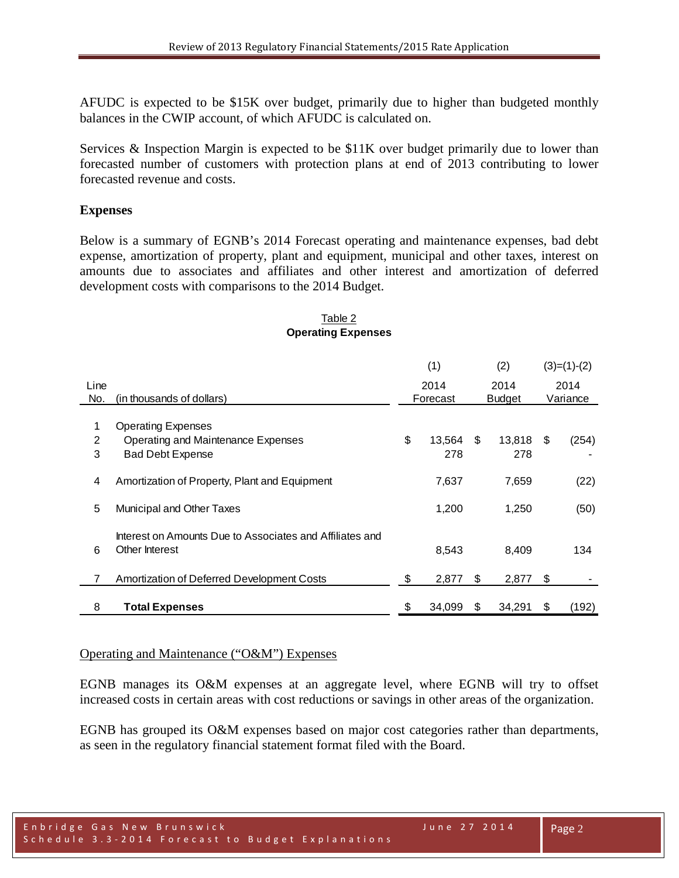AFUDC is expected to be $15K over budget, primarily due to higher than budgeted monthly balances in the CWIP account, of which AFUDC is calculated on.

Services & Inspection Margin is expected to be $11K over budget primarily due to lower than forecasted number of customers with protection plans at end of 2013 contributing to lower forecasted revenue and costs.

**Expenses**

Below is a summary of EGNB's 2014 Forecast operating and maintenance expenses, bad debt expense, amortization of property, plant and equipment, municipal and other taxes, interest on amounts due to associates and affiliates and other interest and amortization of deferred development costs with comparisons to the 2014 Budget.

Table 2
**Operating Expenses**

| | | (1) | (2) | (3)=(1)-(2) |
|---|---|---|---|---|
| Line No. | (in thousands of dollars) | 2014 Forecast | 2014 Budget | 2014 Variance |
| 1 | Operating Expenses | | | |
| 2 | Operating and Maintenance Expenses | $ 13,564 | $ 13,818 | $ (254) |
| 3 | Bad Debt Expense | 278 | 278 | - |
| 4 | Amortization of Property, Plant and Equipment | 7,637 | 7,659 | (22) |
| 5 | Municipal and Other Taxes | 1,200 | 1,250 | (50) |
| 6 | Interest on Amounts Due to Associates and Affiliates and Other Interest | 8,543 | 8,409 | 134 |
| 7 | Amortization of Deferred Development Costs | $ 2,877 | $ 2,877 | $ - |
| 8 | **Total Expenses** | $ 34,099 | $ 34,291 | $ (192) |

Operating and Maintenance ("O&M") Expenses

EGNB manages its O&M expenses at an aggregate level, where EGNB will try to offset increased costs in certain areas with cost reductions or savings in other areas of the organization.

EGNB has grouped its O&M expenses based on major cost categories rather than departments, as seen in the regulatory financial statement format filed with the Board.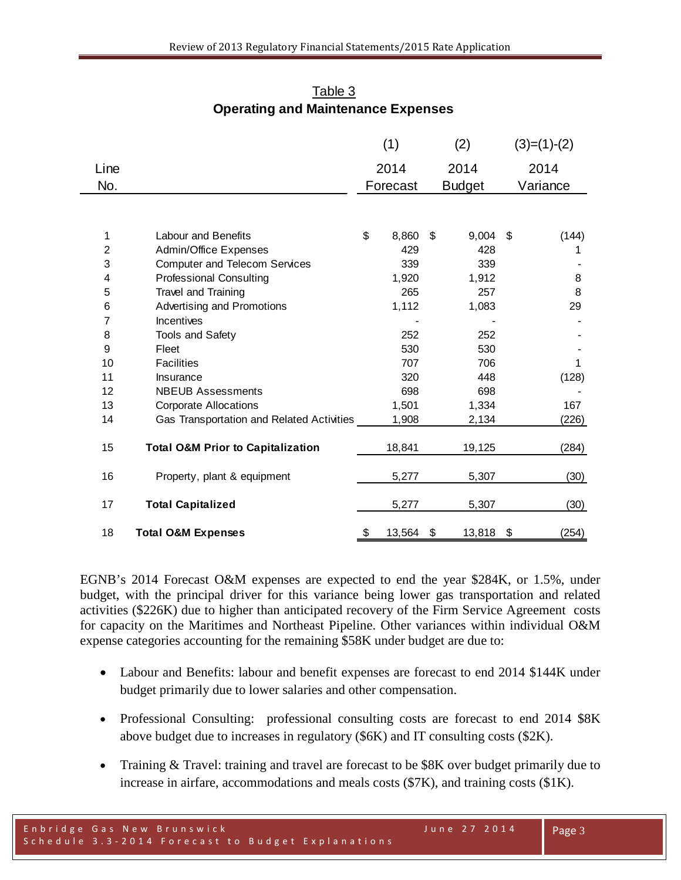Table 3
**Operating and Maintenance Expenses**

| Line No. | | (1) 2014 Forecast | (2) 2014 Budget | (3)=(1)-(2) 2014 Variance |
|---|---|---|---|---|
| 1 | Labour and Benefits | $ 8,860 | $ 9,004 | $ (144) |
| 2 | Admin/Office Expenses | 429 | 428 | 1 |
| 3 | Computer and Telecom Services | 339 | 339 | - |
| 4 | Professional Consulting | 1,920 | 1,912 | 8 |
| 5 | Travel and Training | 265 | 257 | 8 |
| 6 | Advertising and Promotions | 1,112 | 1,083 | 29 |
| 7 | Incentives | - | - | - |
| 8 | Tools and Safety | 252 | 252 | - |
| 9 | Fleet | 530 | 530 | - |
| 10 | Facilities | 707 | 706 | 1 |
| 11 | Insurance | 320 | 448 | (128) |
| 12 | NBEUB Assessments | 698 | 698 | - |
| 13 | Corporate Allocations | 1,501 | 1,334 | 167 |
| 14 | Gas Transportation and Related Activities | 1,908 | 2,134 | (226) |
| 15 | **Total O&M Prior to Capitalization** | 18,841 | 19,125 | (284) |
| 16 | Property, plant & equipment | 5,277 | 5,307 | (30) |
| 17 | **Total Capitalized** | 5,277 | 5,307 | (30) |
| 18 | **Total O&M Expenses** | $ 13,564 | $ 13,818 | $ (254) |

EGNB's 2014 Forecast O&M expenses are expected to end the year $284K, or 1.5%, under budget, with the principal driver for this variance being lower gas transportation and related activities ($226K) due to higher than anticipated recovery of the Firm Service Agreement costs for capacity on the Maritimes and Northeast Pipeline. Other variances within individual O&M expense categories accounting for the remaining $58K under budget are due to:

- Labour and Benefits: labour and benefit expenses are forecast to end 2014 $144K under budget primarily due to lower salaries and other compensation.
- Professional Consulting: professional consulting costs are forecast to end 2014 $8K above budget due to increases in regulatory ($6K) and IT consulting costs ($2K).
- Training & Travel: training and travel are forecast to be $8K over budget primarily due to increase in airfare, accommodations and meals costs ($7K), and training costs ($1K).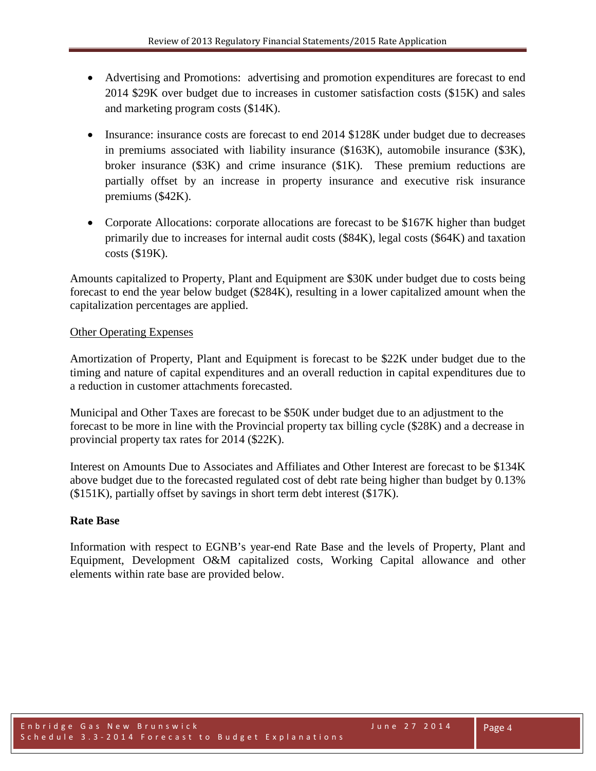- Advertising and Promotions: advertising and promotion expenditures are forecast to end 2014 $29K over budget due to increases in customer satisfaction costs ($15K) and sales and marketing program costs ($14K).

- Insurance: insurance costs are forecast to end 2014 $128K under budget due to decreases in premiums associated with liability insurance ($163K), automobile insurance ($3K), broker insurance ($3K) and crime insurance ($1K). These premium reductions are partially offset by an increase in property insurance and executive risk insurance premiums ($42K).

- Corporate Allocations: corporate allocations are forecast to be $167K higher than budget primarily due to increases for internal audit costs ($84K), legal costs ($64K) and taxation costs ($19K).

Amounts capitalized to Property, Plant and Equipment are $30K under budget due to costs being forecast to end the year below budget ($284K), resulting in a lower capitalized amount when the capitalization percentages are applied.

Other Operating Expenses

Amortization of Property, Plant and Equipment is forecast to be $22K under budget due to the timing and nature of capital expenditures and an overall reduction in capital expenditures due to a reduction in customer attachments forecasted.

Municipal and Other Taxes are forecast to be $50K under budget due to an adjustment to the forecast to be more in line with the Provincial property tax billing cycle ($28K) and a decrease in provincial property tax rates for 2014 ($22K).

Interest on Amounts Due to Associates and Affiliates and Other Interest are forecast to be $134K above budget due to the forecasted regulated cost of debt rate being higher than budget by 0.13% ($151K), partially offset by savings in short term debt interest ($17K).

**Rate Base**

Information with respect to EGNB's year-end Rate Base and the levels of Property, Plant and Equipment, Development O&M capitalized costs, Working Capital allowance and other elements within rate base are provided below.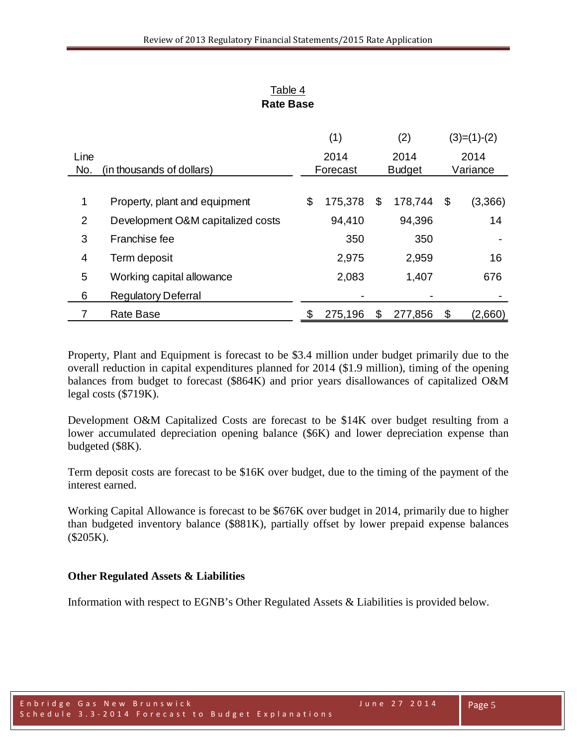Table 4

**Rate Base**

| Line No. | (in thousands of dollars) | (1) 2014 Forecast | (2) 2014 Budget | (3)=(1)-(2) 2014 Variance |
|---|---|---|---|---|
| 1 | Property, plant and equipment | $ 175,378 | $ 178,744 | $ (3,366) |
| 2 | Development O&M capitalized costs | 94,410 | 94,396 | 14 |
| 3 | Franchise fee | 350 | 350 | - |
| 4 | Term deposit | 2,975 | 2,959 | 16 |
| 5 | Working capital allowance | 2,083 | 1,407 | 676 |
| 6 | Regulatory Deferral | - | - | - |
| 7 | Rate Base | $ 275,196 | $ 277,856 | $ (2,660) |

Property, Plant and Equipment is forecast to be $3.4 million under budget primarily due to the overall reduction in capital expenditures planned for 2014 ($1.9 million), timing of the opening balances from budget to forecast ($864K) and prior years disallowances of capitalized O&M legal costs ($719K).

Development O&M Capitalized Costs are forecast to be $14K over budget resulting from a lower accumulated depreciation opening balance ($6K) and lower depreciation expense than budgeted ($8K).

Term deposit costs are forecast to be $16K over budget, due to the timing of the payment of the interest earned.

Working Capital Allowance is forecast to be $676K over budget in 2014, primarily due to higher than budgeted inventory balance ($881K), partially offset by lower prepaid expense balances ($205K).

**Other Regulated Assets & Liabilities**

Information with respect to EGNB's Other Regulated Assets & Liabilities is provided below.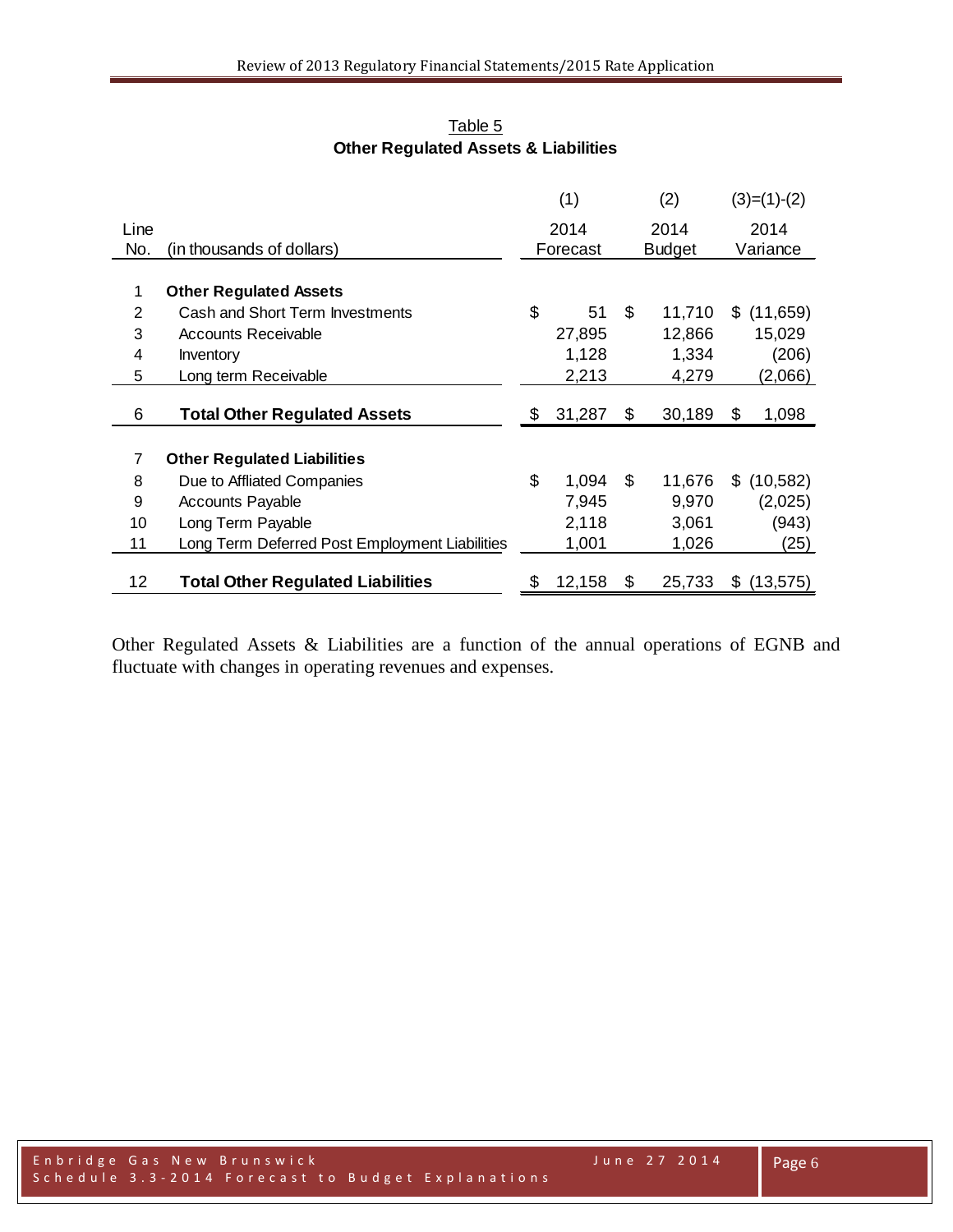Table 5

**Other Regulated Assets & Liabilities**

| Line No. | (in thousands of dollars) | (1) 2014 Forecast | (2) 2014 Budget | (3)=(1)-(2) 2014 Variance |
|---|---|---|---|---|
| 1 | **Other Regulated Assets** | | | |
| 2 | Cash and Short Term Investments | $ 51 | $ 11,710 | $ (11,659) |
| 3 | Accounts Receivable | 27,895 | 12,866 | 15,029 |
| 4 | Inventory | 1,128 | 1,334 | (206) |
| 5 | Long term Receivable | 2,213 | 4,279 | (2,066) |
| 6 | **Total Other Regulated Assets** | $ 31,287 | $ 30,189 | $ 1,098 |
| 7 | **Other Regulated Liabilities** | | | |
| 8 | Due to Affliated Companies | $ 1,094 | $ 11,676 | $ (10,582) |
| 9 | Accounts Payable | 7,945 | 9,970 | (2,025) |
| 10 | Long Term Payable | 2,118 | 3,061 | (943) |
| 11 | Long Term Deferred Post Employment Liabilities | 1,001 | 1,026 | (25) |
| 12 | **Total Other Regulated Liabilities** | $ 12,158 | $ 25,733 | $ (13,575) |

Other Regulated Assets & Liabilities are a function of the annual operations of EGNB and fluctuate with changes in operating revenues and expenses.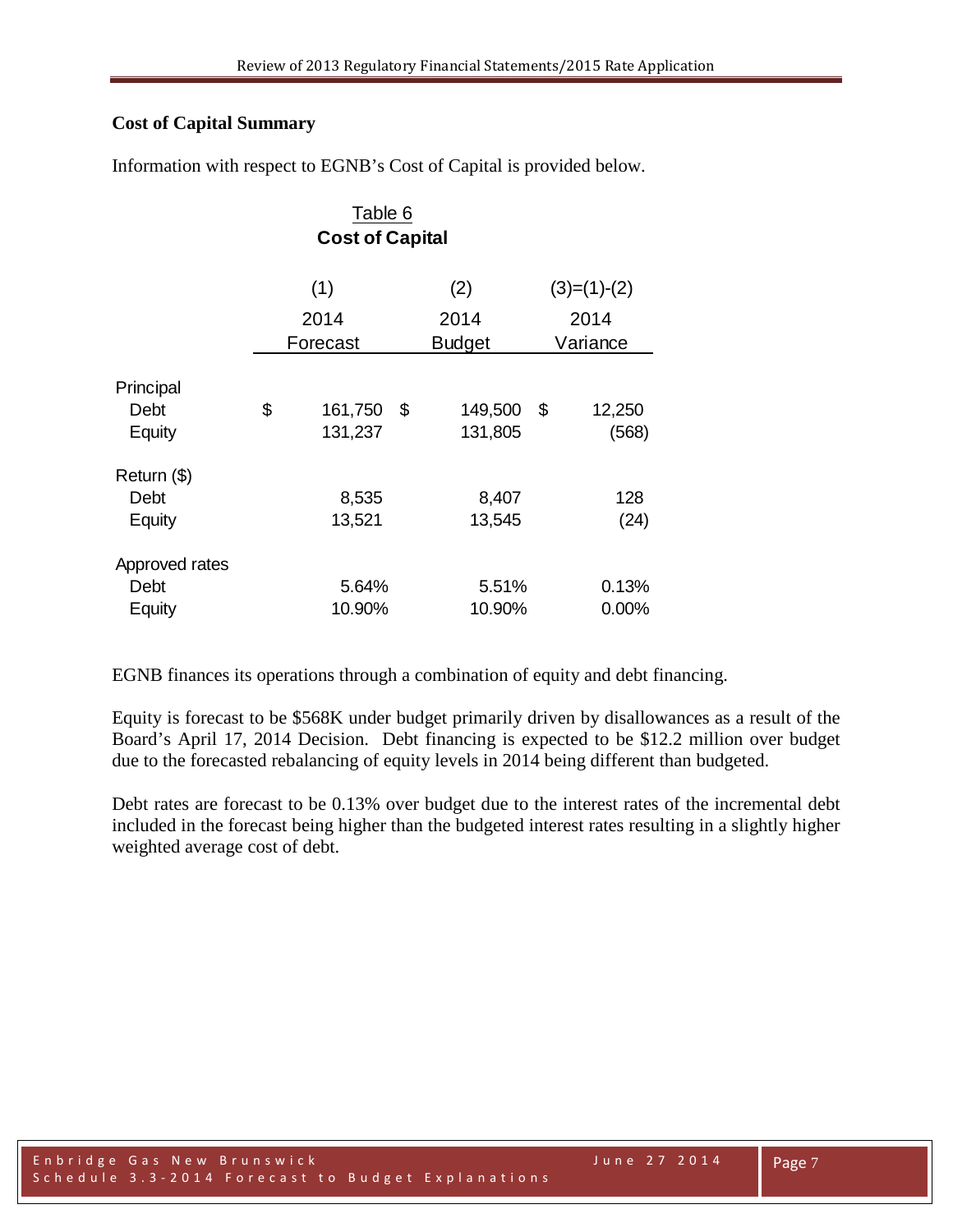**Cost of Capital Summary**

Information with respect to EGNB's Cost of Capital is provided below.

Table 6
**Cost of Capital**

| | (1) | (2) | (3)=(1)-(2) |
|---|---|---|---|
| | 2014 Forecast | 2014 Budget | 2014 Variance |
| Principal | | | |
| Debt | $ 161,750 | $ 149,500 | $ 12,250 |
| Equity | 131,237 | 131,805 | (568) |
| Return ($) | | | |
| Debt | 8,535 | 8,407 | 128 |
| Equity | 13,521 | 13,545 | (24) |
| Approved rates | | | |
| Debt | 5.64% | 5.51% | 0.13% |
| Equity | 10.90% | 10.90% | 0.00% |

EGNB finances its operations through a combination of equity and debt financing.

Equity is forecast to be $568K under budget primarily driven by disallowances as a result of the Board's April 17, 2014 Decision. Debt financing is expected to be $12.2 million over budget due to the forecasted rebalancing of equity levels in 2014 being different than budgeted.

Debt rates are forecast to be 0.13% over budget due to the interest rates of the incremental debt included in the forecast being higher than the budgeted interest rates resulting in a slightly higher weighted average cost of debt.